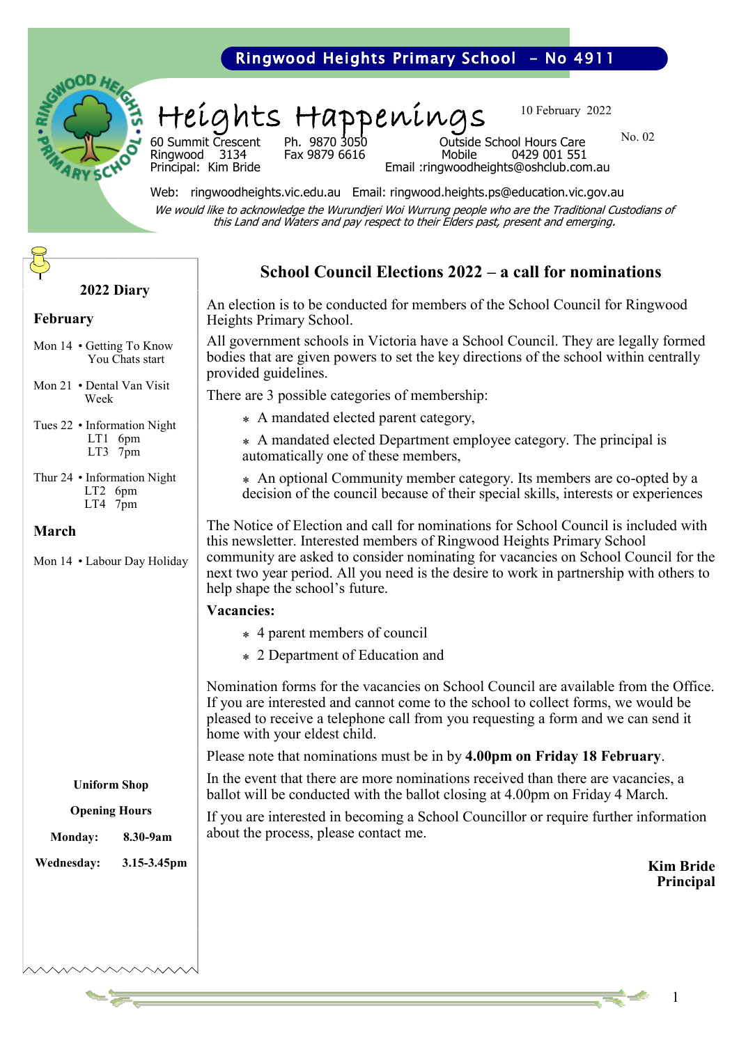Ringwood Heights Primary School - No 4911

# Heights Happenings

10 February 2022

No. 02

60 Summit Crescent
Ringwood 3134
Principal: Kim Bride

Ph. 9870 3050
Fax 9879 6616

Outside School Hours Care
Mobile 0429 001 551
Email :ringwoodheights@oshclub.com.au

Web: ringwoodheights.vic.edu.au Email: ringwood.heights.ps@education.vic.gov.au

*We would like to acknowledge the Wurundjeri Woi Wurrung people who are the Traditional Custodians of this Land and Waters and pay respect to their Elders past, present and emerging.*

## 2022 Diary

### February

Mon 14 • Getting To Know You Chats start

Mon 21 • Dental Van Visit Week

Tues 22 • Information Night
LT1 6pm
LT3 7pm

Thur 24 • Information Night
LT2 6pm
LT4 7pm

### March

Mon 14 • Labour Day Holiday

**Uniform Shop**

**Opening Hours**

**Monday:** **8.30-9am**

**Wednesday:** **3.15-3.45pm**

## School Council Elections 2022 – a call for nominations

An election is to be conducted for members of the School Council for Ringwood Heights Primary School.

All government schools in Victoria have a School Council. They are legally formed bodies that are given powers to set the key directions of the school within centrally provided guidelines.

There are 3 possible categories of membership:

- A mandated elected parent category,
- A mandated elected Department employee category. The principal is automatically one of these members,
- An optional Community member category. Its members are co-opted by a decision of the council because of their special skills, interests or experiences

The Notice of Election and call for nominations for School Council is included with this newsletter. Interested members of Ringwood Heights Primary School community are asked to consider nominating for vacancies on School Council for the next two year period. All you need is the desire to work in partnership with others to help shape the school's future.

**Vacancies:**

- 4 parent members of council
- 2 Department of Education and

Nomination forms for the vacancies on School Council are available from the Office. If you are interested and cannot come to the school to collect forms, we would be pleased to receive a telephone call from you requesting a form and we can send it home with your eldest child.

Please note that nominations must be in by **4.00pm on Friday 18 February**.

In the event that there are more nominations received than there are vacancies, a ballot will be conducted with the ballot closing at 4.00pm on Friday 4 March.

If you are interested in becoming a School Councillor or require further information about the process, please contact me.

**Kim Bride**
**Principal**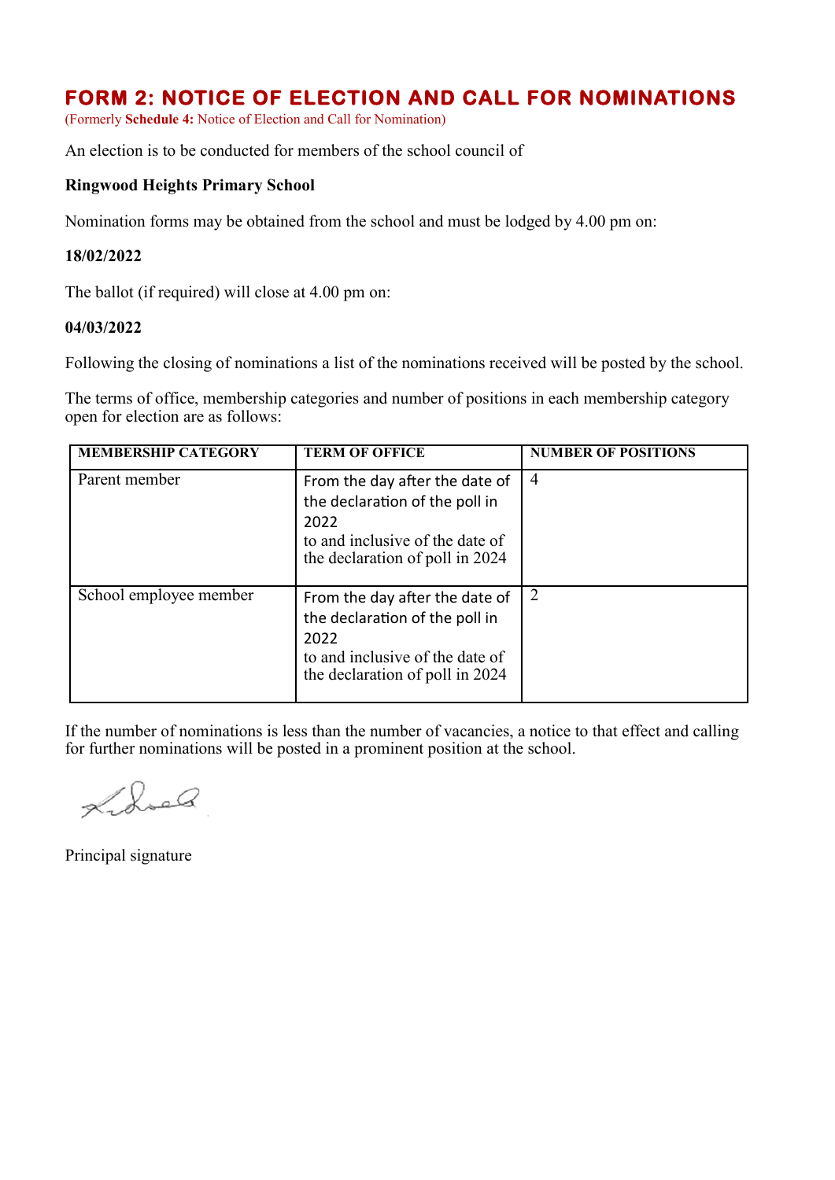# FORM 2: NOTICE OF ELECTION AND CALL FOR NOMINATIONS

(Formerly **Schedule 4:** Notice of Election and Call for Nomination)

An election is to be conducted for members of the school council of

**Ringwood Heights Primary School**

Nomination forms may be obtained from the school and must be lodged by 4.00 pm on:

**18/02/2022**

The ballot (if required) will close at 4.00 pm on:

**04/03/2022**

Following the closing of nominations a list of the nominations received will be posted by the school.

The terms of office, membership categories and number of positions in each membership category open for election are as follows:

| MEMBERSHIP CATEGORY | TERM OF OFFICE | NUMBER OF POSITIONS |
|---|---|---|
| Parent member | From the day after the date of the declaration of the poll in 2022 to and inclusive of the date of the declaration of poll in 2024 | 4 |
| School employee member | From the day after the date of the declaration of the poll in 2022 to and inclusive of the date of the declaration of poll in 2024 | 2 |

If the number of nominations is less than the number of vacancies, a notice to that effect and calling for further nominations will be posted in a prominent position at the school.

Principal signature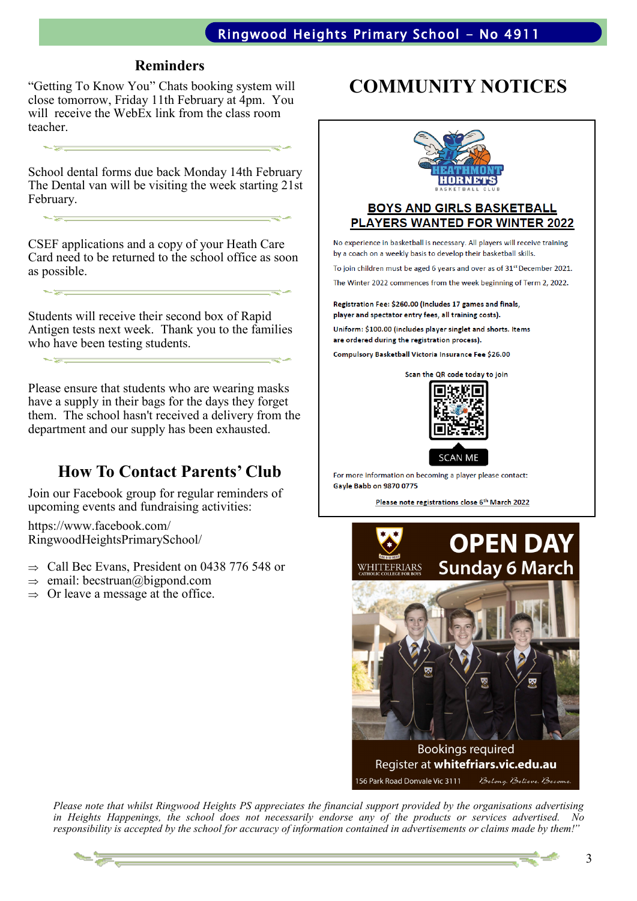## Reminders

"Getting To Know You" Chats booking system will close tomorrow, Friday 11th February at 4pm. You will receive the WebEx link from the class room teacher.

School dental forms due back Monday 14th February The Dental van will be visiting the week starting 21st February.

CSEF applications and a copy of your Heath Care Card need to be returned to the school office as soon as possible.

Students will receive their second box of Rapid Antigen tests next week. Thank you to the families who have been testing students.

Please ensure that students who are wearing masks have a supply in their bags for the days they forget them. The school hasn't received a delivery from the department and our supply has been exhausted.

## How To Contact Parents' Club

Join our Facebook group for regular reminders of upcoming events and fundraising activities:

https://www.facebook.com/RingwoodHeightsPrimarySchool/

- ⇒ Call Bec Evans, President on 0438 776 548 or
- ⇒ email: becstruan@bigpond.com
- ⇒ Or leave a message at the office.

# COMMUNITY NOTICES

HEATHMONT HORNETS BASKETBALL CLUB

### BOYS AND GIRLS BASKETBALL PLAYERS WANTED FOR WINTER 2022

No experience in basketball is necessary. All players will receive training by a coach on a weekly basis to develop their basketball skills.

To join children must be aged 6 years and over as of 31st December 2021.

The Winter 2022 commences from the week beginning of Term 2, 2022.

**Registration Fee: $260.00 (Includes 17 games and finals, player and spectator entry fees, all training costs).**

**Uniform: $100.00 (includes player singlet and shorts. Items are ordered during the registration process).**

**Compulsory Basketball Victoria Insurance Fee $26.00**

Scan the QR code today to join

SCAN ME

For more information on becoming a player please contact:
Gayle Babb on 9870 0775

Please note registrations close 6th March 2022

WHITEFRIARS CATHOLIC COLLEGE FOR BOYS

**OPEN DAY**
**Sunday 6 March**

Bookings required
Register at **whitefriars.vic.edu.au**

156 Park Road Donvale Vic 3111 — *Belong. Believe. Become.*

*Please note that whilst Ringwood Heights PS appreciates the financial support provided by the organisations advertising in Heights Happenings, the school does not necessarily endorse any of the products or services advertised. No responsibility is accepted by the school for accuracy of information contained in advertisements or claims made by them!"*